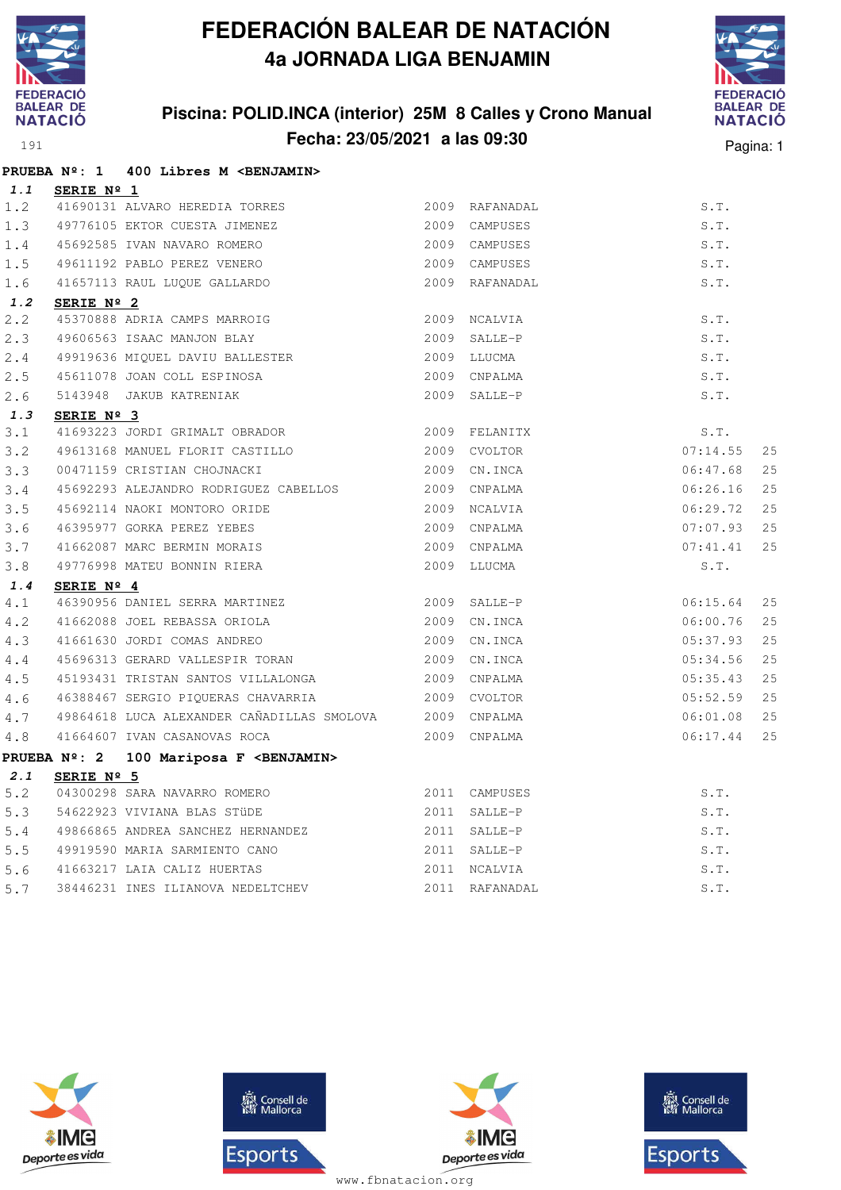# FEDERACIÓN BALEAR DE NATACIÓN

## 4a JORNADA LIGA BENJAMIN

### Piscina: POLID.INCA (interior) 25M 8 Calles y Crono Manual

### Fecha: 23/05/2021 a las 09:30

191

**PRUEBA Nº: 1 400 Libres M <BENJAMIN>**

**1.1 SERIE Nº 1**

| | | | | | | |
|---|---|---|---|---|---|---|
| 1.2 | 41690131 | ALVARO HEREDIA TORRES | 2009 | RAFANADAL | S.T. | |
| 1.3 | 49776105 | EKTOR CUESTA JIMENEZ | 2009 | CAMPUSES | S.T. | |
| 1.4 | 45692585 | IVAN NAVARO ROMERO | 2009 | CAMPUSES | S.T. | |
| 1.5 | 49611192 | PABLO PEREZ VENERO | 2009 | CAMPUSES | S.T. | |
| 1.6 | 41657113 | RAUL LUQUE GALLARDO | 2009 | RAFANADAL | S.T. | |

**1.2 SERIE Nº 2**

| | | | | | | |
|---|---|---|---|---|---|---|
| 2.2 | 45370888 | ADRIA CAMPS MARROIG | 2009 | NCALVIA | S.T. | |
| 2.3 | 49606563 | ISAAC MANJON BLAY | 2009 | SALLE-P | S.T. | |
| 2.4 | 49919636 | MIQUEL DAVIU BALLESTER | 2009 | LLUCMA | S.T. | |
| 2.5 | 45611078 | JOAN COLL ESPINOSA | 2009 | CNPALMA | S.T. | |
| 2.6 | 5143948 | JAKUB KATRENIAK | 2009 | SALLE-P | S.T. | |

**1.3 SERIE Nº 3**

| | | | | | | |
|---|---|---|---|---|---|---|
| 3.1 | 41693223 | JORDI GRIMALT OBRADOR | 2009 | FELANITX | S.T. | |
| 3.2 | 49613168 | MANUEL FLORIT CASTILLO | 2009 | CVOLTOR | 07:14.55 | 25 |
| 3.3 | 00471159 | CRISTIAN CHOJNACKI | 2009 | CN.INCA | 06:47.68 | 25 |
| 3.4 | 45692293 | ALEJANDRO RODRIGUEZ CABELLOS | 2009 | CNPALMA | 06:26.16 | 25 |
| 3.5 | 45692114 | NAOKI MONTORO ORIDE | 2009 | NCALVIA | 06:29.72 | 25 |
| 3.6 | 46395977 | GORKA PEREZ YEBES | 2009 | CNPALMA | 07:07.93 | 25 |
| 3.7 | 41662087 | MARC BERMIN MORAIS | 2009 | CNPALMA | 07:41.41 | 25 |
| 3.8 | 49776998 | MATEU BONNIN RIERA | 2009 | LLUCMA | S.T. | |

**1.4 SERIE Nº 4**

| | | | | | | |
|---|---|---|---|---|---|---|
| 4.1 | 46390956 | DANIEL SERRA MARTINEZ | 2009 | SALLE-P | 06:15.64 | 25 |
| 4.2 | 41662088 | JOEL REBASSA ORIOLA | 2009 | CN.INCA | 06:00.76 | 25 |
| 4.3 | 41661630 | JORDI COMAS ANDREO | 2009 | CN.INCA | 05:37.93 | 25 |
| 4.4 | 45696313 | GERARD VALLESPIR TORAN | 2009 | CN.INCA | 05:34.56 | 25 |
| 4.5 | 45193431 | TRISTAN SANTOS VILLALONGA | 2009 | CNPALMA | 05:35.43 | 25 |
| 4.6 | 46388467 | SERGIO PIQUERAS CHAVARRIA | 2009 | CVOLTOR | 05:52.59 | 25 |
| 4.7 | 49864618 | LUCA ALEXANDER CAÑADILLAS SMOLOVA | 2009 | CNPALMA | 06:01.08 | 25 |
| 4.8 | 41664607 | IVAN CASANOVAS ROCA | 2009 | CNPALMA | 06:17.44 | 25 |

**PRUEBA Nº: 2 100 Mariposa F <BENJAMIN>**

**2.1 SERIE Nº 5**

| | | | | | |
|---|---|---|---|---|---|
| 5.2 | 04300298 | SARA NAVARRO ROMERO | 2011 | CAMPUSES | S.T. |
| 5.3 | 54622923 | VIVIANA BLAS STÜDE | 2011 | SALLE-P | S.T. |
| 5.4 | 49866865 | ANDREA SANCHEZ HERNANDEZ | 2011 | SALLE-P | S.T. |
| 5.5 | 49919590 | MARIA SARMIENTO CANO | 2011 | SALLE-P | S.T. |
| 5.6 | 41663217 | LAIA CALIZ HUERTAS | 2011 | NCALVIA | S.T. |
| 5.7 | 38446231 | INES ILIANOVA NEDELTCHEV | 2011 | RAFANADAL | S.T. |

www.fbnatacion.org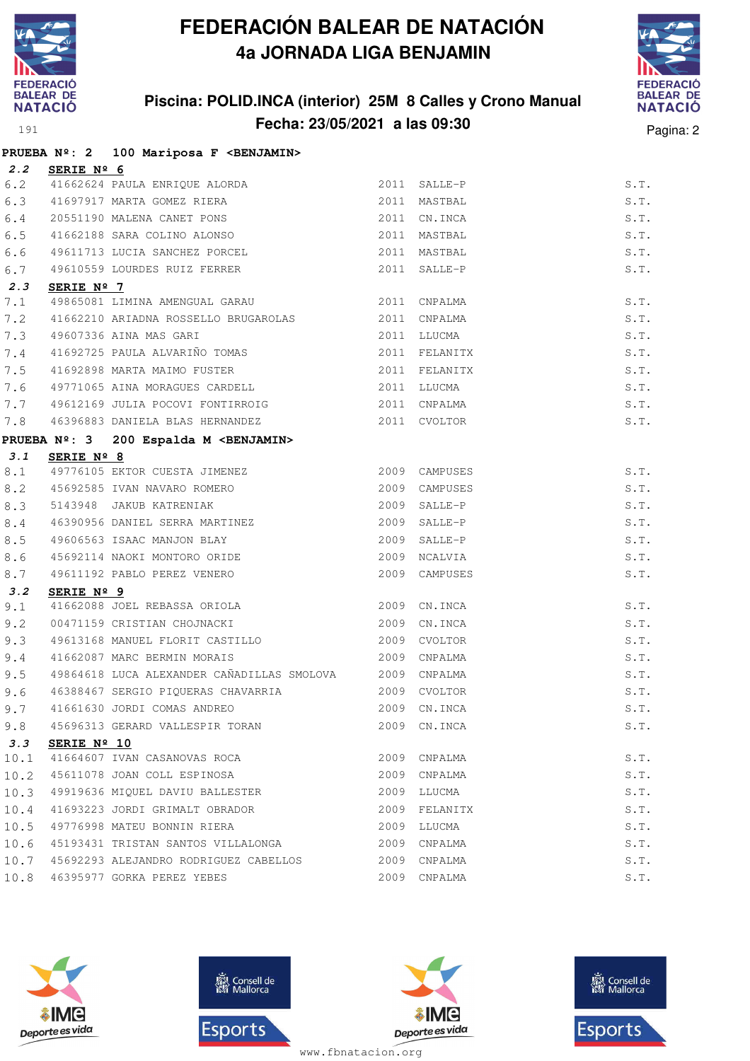# FEDERACIÓN BALEAR DE NATACIÓN
## 4a JORNADA LIGA BENJAMIN

### Piscina: POLID.INCA (interior) 25M 8 Calles y Crono Manual
### Fecha: 23/05/2021 a las 09:30

**PRUEBA Nº: 2 100 Mariposa F <BENJAMIN>**

**2.2 SERIE Nº 6**

| | | | | | |
|---|---|---|---|---|---|
| 6.2 | 41662624 | PAULA ENRIQUE ALORDA | 2011 | SALLE-P | S.T. |
| 6.3 | 41697917 | MARTA GOMEZ RIERA | 2011 | MASTBAL | S.T. |
| 6.4 | 20551190 | MALENA CANET PONS | 2011 | CN.INCA | S.T. |
| 6.5 | 41662188 | SARA COLINO ALONSO | 2011 | MASTBAL | S.T. |
| 6.6 | 49611713 | LUCIA SANCHEZ PORCEL | 2011 | MASTBAL | S.T. |
| 6.7 | 49610559 | LOURDES RUIZ FERRER | 2011 | SALLE-P | S.T. |

**2.3 SERIE Nº 7**

| | | | | | |
|---|---|---|---|---|---|
| 7.1 | 49865081 | LIMINA AMENGUAL GARAU | 2011 | CNPALMA | S.T. |
| 7.2 | 41662210 | ARIADNA ROSSELLO BRUGAROLAS | 2011 | CNPALMA | S.T. |
| 7.3 | 49607336 | AINA MAS GARI | 2011 | LLUCMA | S.T. |
| 7.4 | 41692725 | PAULA ALVARIÑO TOMAS | 2011 | FELANITX | S.T. |
| 7.5 | 41692898 | MARTA MAIMO FUSTER | 2011 | FELANITX | S.T. |
| 7.6 | 49771065 | AINA MORAGUES CARDELL | 2011 | LLUCMA | S.T. |
| 7.7 | 49612169 | JULIA POCOVI FONTIRROIG | 2011 | CNPALMA | S.T. |
| 7.8 | 46396883 | DANIELA BLAS HERNANDEZ | 2011 | CVOLTOR | S.T. |

**PRUEBA Nº: 3 200 Espalda M <BENJAMIN>**

**3.1 SERIE Nº 8**

| | | | | | |
|---|---|---|---|---|---|
| 8.1 | 49776105 | EKTOR CUESTA JIMENEZ | 2009 | CAMPUSES | S.T. |
| 8.2 | 45692585 | IVAN NAVARO ROMERO | 2009 | CAMPUSES | S.T. |
| 8.3 | 5143948 | JAKUB KATRENIAK | 2009 | SALLE-P | S.T. |
| 8.4 | 46390956 | DANIEL SERRA MARTINEZ | 2009 | SALLE-P | S.T. |
| 8.5 | 49606563 | ISAAC MANJON BLAY | 2009 | SALLE-P | S.T. |
| 8.6 | 45692114 | NAOKI MONTORO ORIDE | 2009 | NCALVIA | S.T. |
| 8.7 | 49611192 | PABLO PEREZ VENERO | 2009 | CAMPUSES | S.T. |

**3.2 SERIE Nº 9**

| | | | | | |
|---|---|---|---|---|---|
| 9.1 | 41662088 | JOEL REBASSA ORIOLA | 2009 | CN.INCA | S.T. |
| 9.2 | 00471159 | CRISTIAN CHOJNACKI | 2009 | CN.INCA | S.T. |
| 9.3 | 49613168 | MANUEL FLORIT CASTILLO | 2009 | CVOLTOR | S.T. |
| 9.4 | 41662087 | MARC BERMIN MORAIS | 2009 | CNPALMA | S.T. |
| 9.5 | 49864618 | LUCA ALEXANDER CAÑADILLAS SMOLOVA | 2009 | CNPALMA | S.T. |
| 9.6 | 46388467 | SERGIO PIQUERAS CHAVARRIA | 2009 | CVOLTOR | S.T. |
| 9.7 | 41661630 | JORDI COMAS ANDREO | 2009 | CN.INCA | S.T. |
| 9.8 | 45696313 | GERARD VALLESPIR TORAN | 2009 | CN.INCA | S.T. |

**3.3 SERIE Nº 10**

| | | | | | |
|---|---|---|---|---|---|
| 10.1 | 41664607 | IVAN CASANOVAS ROCA | 2009 | CNPALMA | S.T. |
| 10.2 | 45611078 | JOAN COLL ESPINOSA | 2009 | CNPALMA | S.T. |
| 10.3 | 49919636 | MIQUEL DAVIU BALLESTER | 2009 | LLUCMA | S.T. |
| 10.4 | 41693223 | JORDI GRIMALT OBRADOR | 2009 | FELANITX | S.T. |
| 10.5 | 49776998 | MATEU BONNIN RIERA | 2009 | LLUCMA | S.T. |
| 10.6 | 45193431 | TRISTAN SANTOS VILLALONGA | 2009 | CNPALMA | S.T. |
| 10.7 | 45692293 | ALEJANDRO RODRIGUEZ CABELLOS | 2009 | CNPALMA | S.T. |
| 10.8 | 46395977 | GORKA PEREZ YEBES | 2009 | CNPALMA | S.T. |

www.fbnatacion.org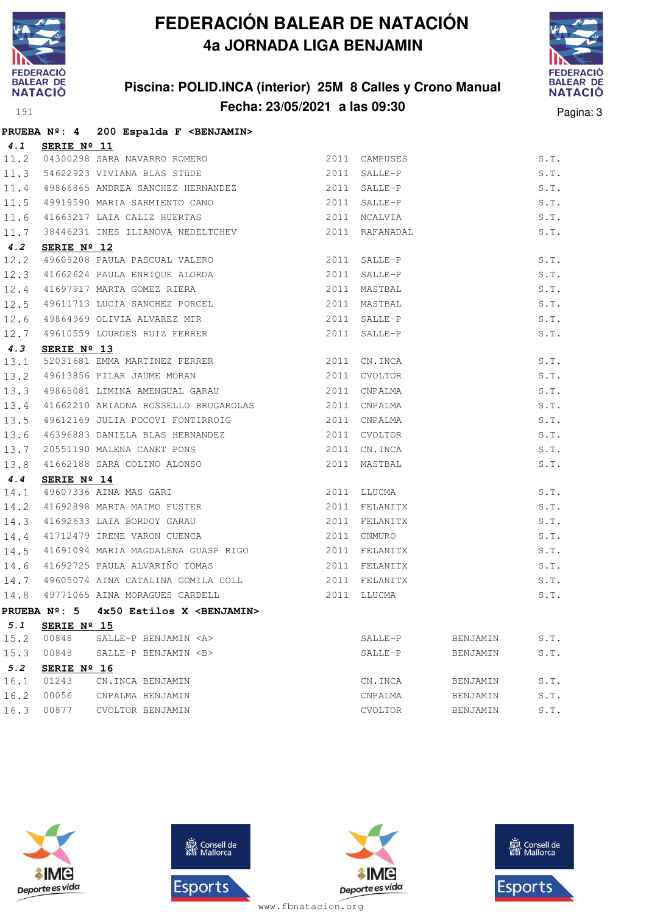# FEDERACIÓN BALEAR DE NATACIÓN

## 4a JORNADA LIGA BENJAMIN

### Piscina: POLID.INCA (interior) 25M 8 Calles y Crono Manual

### Fecha: 23/05/2021 a las 09:30

**PRUEBA Nº: 4 200 Espalda F <BENJAMIN>**

**4.1 SERIE Nº 11**

| | | | | | |
|---|---|---|---|---|---|
| 11.2 | 04300298 | SARA NAVARRO ROMERO | 2011 | CAMPUSES | S.T. |
| 11.3 | 54622923 | VIVIANA BLAS STÜDE | 2011 | SALLE-P | S.T. |
| 11.4 | 49866865 | ANDREA SANCHEZ HERNANDEZ | 2011 | SALLE-P | S.T. |
| 11.5 | 49919590 | MARIA SARMIENTO CANO | 2011 | SALLE-P | S.T. |
| 11.6 | 41663217 | LAIA CALIZ HUERTAS | 2011 | NCALVIA | S.T. |
| 11.7 | 38446231 | INES ILIANOVA NEDELTCHEV | 2011 | RAFANADAL | S.T. |

**4.2 SERIE Nº 12**

| | | | | | |
|---|---|---|---|---|---|
| 12.2 | 49609208 | PAULA PASCUAL VALERO | 2011 | SALLE-P | S.T. |
| 12.3 | 41662624 | PAULA ENRIQUE ALORDA | 2011 | SALLE-P | S.T. |
| 12.4 | 41697917 | MARTA GOMEZ RIERA | 2011 | MASTBAL | S.T. |
| 12.5 | 49611713 | LUCIA SANCHEZ PORCEL | 2011 | MASTBAL | S.T. |
| 12.6 | 49864969 | OLIVIA ALVAREZ MIR | 2011 | SALLE-P | S.T. |
| 12.7 | 49610559 | LOURDES RUIZ FERRER | 2011 | SALLE-P | S.T. |

**4.3 SERIE Nº 13**

| | | | | | |
|---|---|---|---|---|---|
| 13.1 | 52031681 | EMMA MARTINEZ FERRER | 2011 | CN.INCA | S.T. |
| 13.2 | 49613856 | PILAR JAUME MORAN | 2011 | CVOLTOR | S.T. |
| 13.3 | 49865081 | LIMINA AMENGUAL GARAU | 2011 | CNPALMA | S.T. |
| 13.4 | 41662210 | ARIADNA ROSSELLO BRUGAROLAS | 2011 | CNPALMA | S.T. |
| 13.5 | 49612169 | JULIA POCOVI FONTIRROIG | 2011 | CNPALMA | S.T. |
| 13.6 | 46396883 | DANIELA BLAS HERNANDEZ | 2011 | CVOLTOR | S.T. |
| 13.7 | 20551190 | MALENA CANET PONS | 2011 | CN.INCA | S.T. |
| 13.8 | 41662188 | SARA COLINO ALONSO | 2011 | MASTBAL | S.T. |

**4.4 SERIE Nº 14**

| | | | | | |
|---|---|---|---|---|---|
| 14.1 | 49607336 | AINA MAS GARI | 2011 | LLUCMA | S.T. |
| 14.2 | 41692898 | MARTA MAIMO FUSTER | 2011 | FELANITX | S.T. |
| 14.3 | 41692633 | LAIA BORDOY GARAU | 2011 | FELANITX | S.T. |
| 14.4 | 41712479 | IRENE VARON CUENCA | 2011 | CNMURO | S.T. |
| 14.5 | 41691094 | MARIA MAGDALENA GUASP RIGO | 2011 | FELANITX | S.T. |
| 14.6 | 41692725 | PAULA ALVARIÑO TOMAS | 2011 | FELANITX | S.T. |
| 14.7 | 49605074 | AINA CATALINA GOMILA COLL | 2011 | FELANITX | S.T. |
| 14.8 | 49771065 | AINA MORAGUES CARDELL | 2011 | LLUCMA | S.T. |

**PRUEBA Nº: 5 4x50 Estilos X <BENJAMIN>**

**5.1 SERIE Nº 15**

| | | | | | |
|---|---|---|---|---|---|
| 15.2 | 00848 | SALLE-P BENJAMIN <A> | SALLE-P | BENJAMIN | S.T. |
| 15.3 | 00848 | SALLE-P BENJAMIN <B> | SALLE-P | BENJAMIN | S.T. |

**5.2 SERIE Nº 16**

| | | | | | |
|---|---|---|---|---|---|
| 16.1 | 01243 | CN.INCA BENJAMIN | CN.INCA | BENJAMIN | S.T. |
| 16.2 | 00056 | CNPALMA BENJAMIN | CNPALMA | BENJAMIN | S.T. |
| 16.3 | 00877 | CVOLTOR BENJAMIN | CVOLTOR | BENJAMIN | S.T. |

www.fbnatacion.org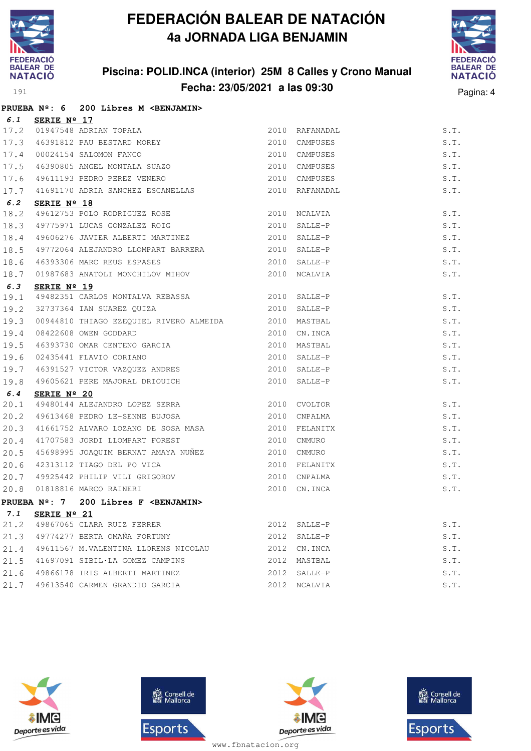# FEDERACIÓN BALEAR DE NATACIÓN

## 4a JORNADA LIGA BENJAMIN

### Piscina: POLID.INCA (interior) 25M 8 Calles y Crono Manual

### Fecha: 23/05/2021 a las 09:30

**PRUEBA Nº: 6 200 Libres M <BENJAMIN>**

**6.1 SERIE Nº 17**

| | | | | | |
|---|---|---|---|---|---|
| 17.2 | 01947548 | ADRIAN TOPALA | 2010 | RAFANADAL | S.T. |
| 17.3 | 46391812 | PAU BESTARD MOREY | 2010 | CAMPUSES | S.T. |
| 17.4 | 00024154 | SALOMON FANCO | 2010 | CAMPUSES | S.T. |
| 17.5 | 46390805 | ANGEL MONTALA SUAZO | 2010 | CAMPUSES | S.T. |
| 17.6 | 49611193 | PEDRO PEREZ VENERO | 2010 | CAMPUSES | S.T. |
| 17.7 | 41691170 | ADRIA SANCHEZ ESCANELLAS | 2010 | RAFANADAL | S.T. |

**6.2 SERIE Nº 18**

| | | | | | |
|---|---|---|---|---|---|
| 18.2 | 49612753 | POLO RODRIGUEZ ROSE | 2010 | NCALVIA | S.T. |
| 18.3 | 49775971 | LUCAS GONZALEZ ROIG | 2010 | SALLE-P | S.T. |
| 18.4 | 49606276 | JAVIER ALBERTI MARTINEZ | 2010 | SALLE-P | S.T. |
| 18.5 | 49772064 | ALEJANDRO LLOMPART BARRERA | 2010 | SALLE-P | S.T. |
| 18.6 | 46393306 | MARC REUS ESPASES | 2010 | SALLE-P | S.T. |
| 18.7 | 01987683 | ANATOLI MONCHILOV MIHOV | 2010 | NCALVIA | S.T. |

**6.3 SERIE Nº 19**

| | | | | | |
|---|---|---|---|---|---|
| 19.1 | 49482351 | CARLOS MONTALVA REBASSA | 2010 | SALLE-P | S.T. |
| 19.2 | 32737364 | IAN SUAREZ QUIZA | 2010 | SALLE-P | S.T. |
| 19.3 | 00944810 | THIAGO EZEQUIEL RIVERO ALMEIDA | 2010 | MASTBAL | S.T. |
| 19.4 | 08422608 | OWEN GODDARD | 2010 | CN.INCA | S.T. |
| 19.5 | 46393730 | OMAR CENTENO GARCIA | 2010 | MASTBAL | S.T. |
| 19.6 | 02435441 | FLAVIO CORIANO | 2010 | SALLE-P | S.T. |
| 19.7 | 46391527 | VICTOR VAZQUEZ ANDRES | 2010 | SALLE-P | S.T. |
| 19.8 | 49605621 | PERE MAJORAL DRIOUICH | 2010 | SALLE-P | S.T. |

**6.4 SERIE Nº 20**

| | | | | | |
|---|---|---|---|---|---|
| 20.1 | 49480144 | ALEJANDRO LOPEZ SERRA | 2010 | CVOLTOR | S.T. |
| 20.2 | 49613468 | PEDRO LE-SENNE BUJOSA | 2010 | CNPALMA | S.T. |
| 20.3 | 41661752 | ALVARO LOZANO DE SOSA MASA | 2010 | FELANITX | S.T. |
| 20.4 | 41707583 | JORDI LLOMPART FOREST | 2010 | CNMURO | S.T. |
| 20.5 | 45698995 | JOAQUIM BERNAT AMAYA NUÑEZ | 2010 | CNMURO | S.T. |
| 20.6 | 42313112 | TIAGO DEL PO VICA | 2010 | FELANITX | S.T. |
| 20.7 | 49925442 | PHILIP VILI GRIGOROV | 2010 | CNPALMA | S.T. |
| 20.8 | 01818816 | MARCO RAINERI | 2010 | CN.INCA | S.T. |

**PRUEBA Nº: 7 200 Libres F <BENJAMIN>**

**7.1 SERIE Nº 21**

| | | | | | |
|---|---|---|---|---|---|
| 21.2 | 49867065 | CLARA RUIZ FERRER | 2012 | SALLE-P | S.T. |
| 21.3 | 49774277 | BERTA OMAÑA FORTUNY | 2012 | SALLE-P | S.T. |
| 21.4 | 49611567 | M.VALENTINA LLORENS NICOLAU | 2012 | CN.INCA | S.T. |
| 21.5 | 41697091 | SIBIL·LA GOMEZ CAMPINS | 2012 | MASTBAL | S.T. |
| 21.6 | 49866178 | IRIS ALBERTI MARTINEZ | 2012 | SALLE-P | S.T. |
| 21.7 | 49613540 | CARMEN GRANDIO GARCIA | 2012 | NCALVIA | S.T. |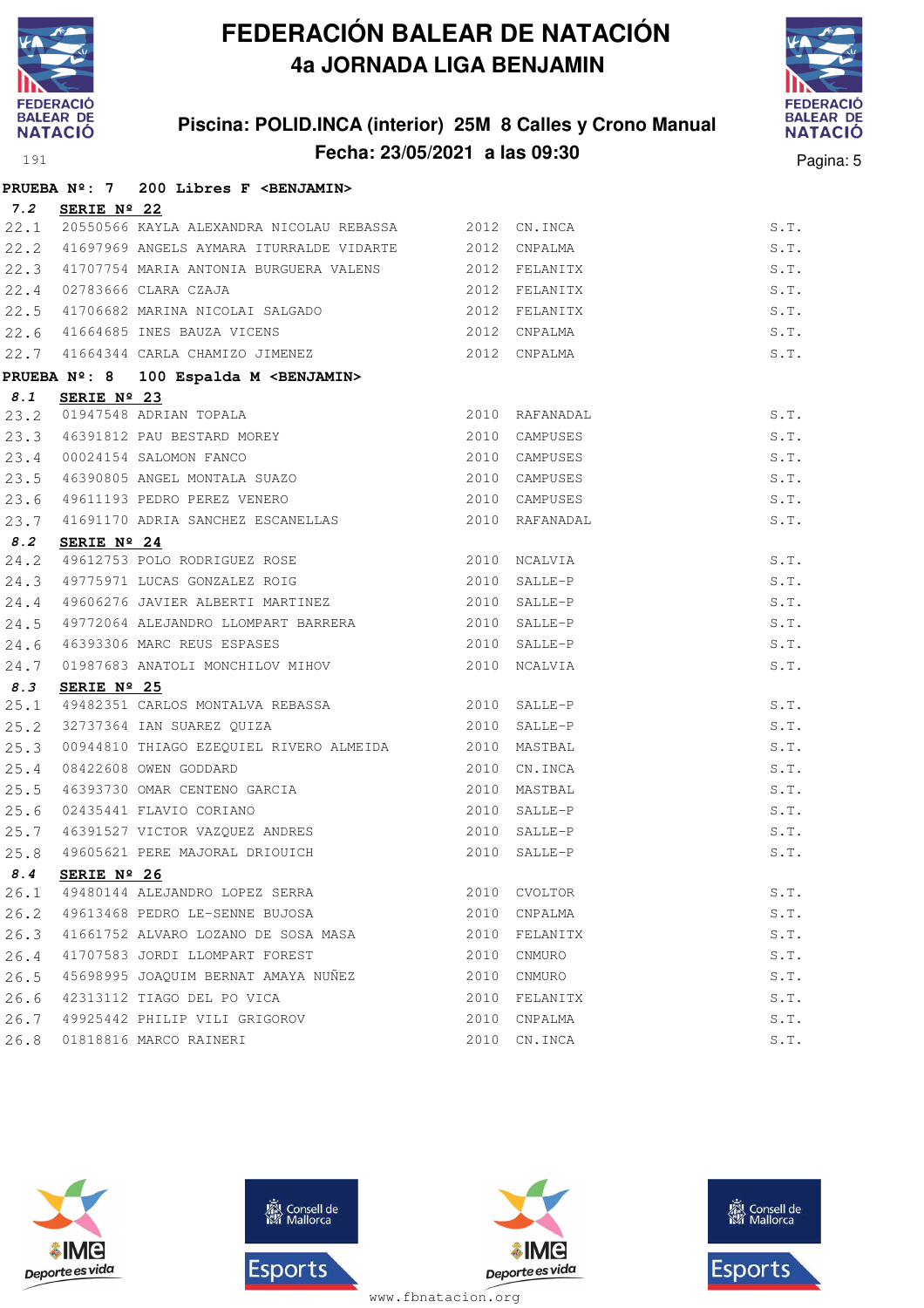# FEDERACIÓN BALEAR DE NATACIÓN

## 4a JORNADA LIGA BENJAMIN

### Piscina: POLID.INCA (interior) 25M 8 Calles y Crono Manual

### Fecha: 23/05/2021 a las 09:30

**PRUEBA Nº: 7 200 Libres F <BENJAMIN>**

**7.2 SERIE Nº 22**

| | | | | | |
|---|---|---|---|---|---|
| 22.1 | 20550566 | KAYLA ALEXANDRA NICOLAU REBASSA | 2012 | CN.INCA | S.T. |
| 22.2 | 41697969 | ANGELS AYMARA ITURRALDE VIDARTE | 2012 | CNPALMA | S.T. |
| 22.3 | 41707754 | MARIA ANTONIA BURGUERA VALENS | 2012 | FELANITX | S.T. |
| 22.4 | 02783666 | CLARA CZAJA | 2012 | FELANITX | S.T. |
| 22.5 | 41706682 | MARINA NICOLAI SALGADO | 2012 | FELANITX | S.T. |
| 22.6 | 41664685 | INES BAUZA VICENS | 2012 | CNPALMA | S.T. |
| 22.7 | 41664344 | CARLA CHAMIZO JIMENEZ | 2012 | CNPALMA | S.T. |

**PRUEBA Nº: 8 100 Espalda M <BENJAMIN>**

**8.1 SERIE Nº 23**

| | | | | | |
|---|---|---|---|---|---|
| 23.2 | 01947548 | ADRIAN TOPALA | 2010 | RAFANADAL | S.T. |
| 23.3 | 46391812 | PAU BESTARD MOREY | 2010 | CAMPUSES | S.T. |
| 23.4 | 00024154 | SALOMON FANCO | 2010 | CAMPUSES | S.T. |
| 23.5 | 46390805 | ANGEL MONTALA SUAZO | 2010 | CAMPUSES | S.T. |
| 23.6 | 49611193 | PEDRO PEREZ VENERO | 2010 | CAMPUSES | S.T. |
| 23.7 | 41691170 | ADRIA SANCHEZ ESCANELLAS | 2010 | RAFANADAL | S.T. |

**8.2 SERIE Nº 24**

| | | | | | |
|---|---|---|---|---|---|
| 24.2 | 49612753 | POLO RODRIGUEZ ROSE | 2010 | NCALVIA | S.T. |
| 24.3 | 49775971 | LUCAS GONZALEZ ROIG | 2010 | SALLE-P | S.T. |
| 24.4 | 49606276 | JAVIER ALBERTI MARTINEZ | 2010 | SALLE-P | S.T. |
| 24.5 | 49772064 | ALEJANDRO LLOMPART BARRERA | 2010 | SALLE-P | S.T. |
| 24.6 | 46393306 | MARC REUS ESPASES | 2010 | SALLE-P | S.T. |
| 24.7 | 01987683 | ANATOLI MONCHILOV MIHOV | 2010 | NCALVIA | S.T. |

**8.3 SERIE Nº 25**

| | | | | | |
|---|---|---|---|---|---|
| 25.1 | 49482351 | CARLOS MONTALVA REBASSA | 2010 | SALLE-P | S.T. |
| 25.2 | 32737364 | IAN SUAREZ QUIZA | 2010 | SALLE-P | S.T. |
| 25.3 | 00944810 | THIAGO EZEQUIEL RIVERO ALMEIDA | 2010 | MASTBAL | S.T. |
| 25.4 | 08422608 | OWEN GODDARD | 2010 | CN.INCA | S.T. |
| 25.5 | 46393730 | OMAR CENTENO GARCIA | 2010 | MASTBAL | S.T. |
| 25.6 | 02435441 | FLAVIO CORIANO | 2010 | SALLE-P | S.T. |
| 25.7 | 46391527 | VICTOR VAZQUEZ ANDRES | 2010 | SALLE-P | S.T. |
| 25.8 | 49605621 | PERE MAJORAL DRIOUICH | 2010 | SALLE-P | S.T. |

**8.4 SERIE Nº 26**

| | | | | | |
|---|---|---|---|---|---|
| 26.1 | 49480144 | ALEJANDRO LOPEZ SERRA | 2010 | CVOLTOR | S.T. |
| 26.2 | 49613468 | PEDRO LE-SENNE BUJOSA | 2010 | CNPALMA | S.T. |
| 26.3 | 41661752 | ALVARO LOZANO DE SOSA MASA | 2010 | FELANITX | S.T. |
| 26.4 | 41707583 | JORDI LLOMPART FOREST | 2010 | CNMURO | S.T. |
| 26.5 | 45698995 | JOAQUIM BERNAT AMAYA NUÑEZ | 2010 | CNMURO | S.T. |
| 26.6 | 42313112 | TIAGO DEL PO VICA | 2010 | FELANITX | S.T. |
| 26.7 | 49925442 | PHILIP VILI GRIGOROV | 2010 | CNPALMA | S.T. |
| 26.8 | 01818816 | MARCO RAINERI | 2010 | CN.INCA | S.T. |

www.fbnatacion.org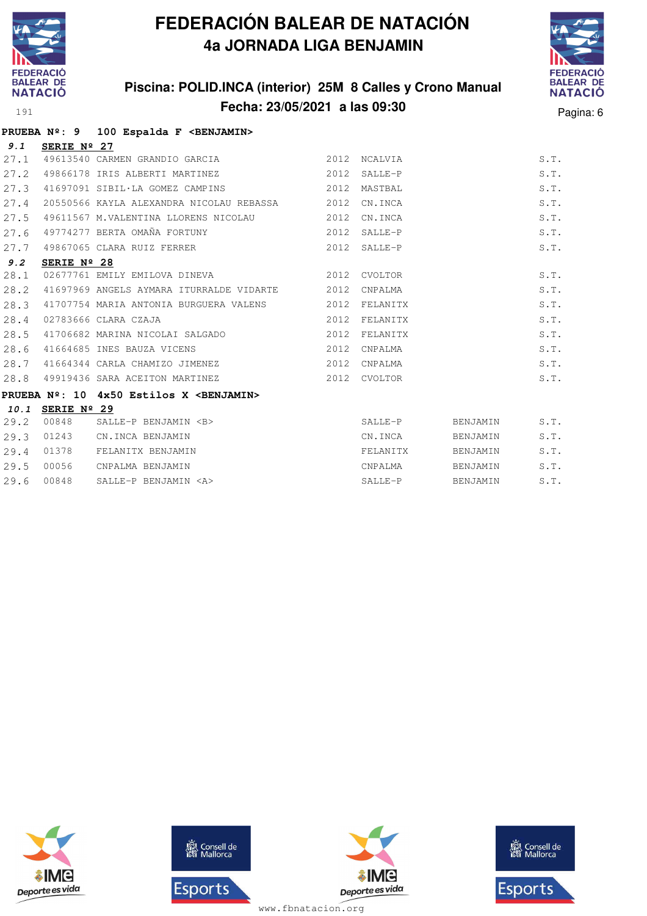# FEDERACIÓN BALEAR DE NATACIÓN
## 4a JORNADA LIGA BENJAMIN

### Piscina: POLID.INCA (interior) 25M 8 Calles y Crono Manual
### Fecha: 23/05/2021 a las 09:30

**PRUEBA Nº: 9 100 Espalda F <BENJAMIN>**

*9.1* **SERIE Nº 27**

| | | | | | |
|---|---|---|---|---|---|
| 27.1 | 49613540 | CARMEN GRANDIO GARCIA | 2012 | NCALVIA | S.T. |
| 27.2 | 49866178 | IRIS ALBERTI MARTINEZ | 2012 | SALLE-P | S.T. |
| 27.3 | 41697091 | SIBIL·LA GOMEZ CAMPINS | 2012 | MASTBAL | S.T. |
| 27.4 | 20550566 | KAYLA ALEXANDRA NICOLAU REBASSA | 2012 | CN.INCA | S.T. |
| 27.5 | 49611567 | M.VALENTINA LLORENS NICOLAU | 2012 | CN.INCA | S.T. |
| 27.6 | 49774277 | BERTA OMAÑA FORTUNY | 2012 | SALLE-P | S.T. |
| 27.7 | 49867065 | CLARA RUIZ FERRER | 2012 | SALLE-P | S.T. |

*9.2* **SERIE Nº 28**

| | | | | | |
|---|---|---|---|---|---|
| 28.1 | 02677761 | EMILY EMILOVA DINEVA | 2012 | CVOLTOR | S.T. |
| 28.2 | 41697969 | ANGELS AYMARA ITURRALDE VIDARTE | 2012 | CNPALMA | S.T. |
| 28.3 | 41707754 | MARIA ANTONIA BURGUERA VALENS | 2012 | FELANITX | S.T. |
| 28.4 | 02783666 | CLARA CZAJA | 2012 | FELANITX | S.T. |
| 28.5 | 41706682 | MARINA NICOLAI SALGADO | 2012 | FELANITX | S.T. |
| 28.6 | 41664685 | INES BAUZA VICENS | 2012 | CNPALMA | S.T. |
| 28.7 | 41664344 | CARLA CHAMIZO JIMENEZ | 2012 | CNPALMA | S.T. |
| 28.8 | 49919436 | SARA ACEITON MARTINEZ | 2012 | CVOLTOR | S.T. |

**PRUEBA Nº: 10 4x50 Estilos X <BENJAMIN>**

*10.1* **SERIE Nº 29**

| | | | | | |
|---|---|---|---|---|---|
| 29.2 | 00848 | SALLE-P BENJAMIN <B> | SALLE-P | BENJAMIN | S.T. |
| 29.3 | 01243 | CN.INCA BENJAMIN | CN.INCA | BENJAMIN | S.T. |
| 29.4 | 01378 | FELANITX BENJAMIN | FELANITX | BENJAMIN | S.T. |
| 29.5 | 00056 | CNPALMA BENJAMIN | CNPALMA | BENJAMIN | S.T. |
| 29.6 | 00848 | SALLE-P BENJAMIN <A> | SALLE-P | BENJAMIN | S.T. |

www.fbnatacion.org